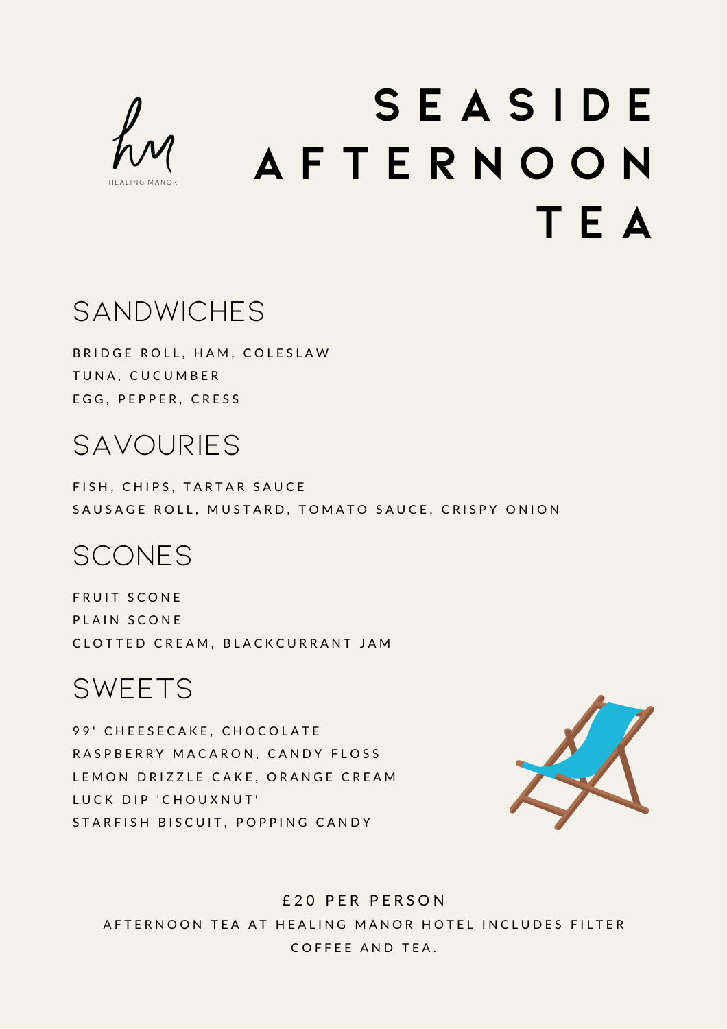HEALING MANOR

# SEASIDE AFTERNOON TEA

## SANDWICHES

BRIDGE ROLL, HAM, COLESLAW

TUNA, CUCUMBER

EGG, PEPPER, CRESS

## SAVOURIES

FISH, CHIPS, TARTAR SAUCE

SAUSAGE ROLL, MUSTARD, TOMATO SAUCE, CRISPY ONION

## SCONES

FRUIT SCONE

PLAIN SCONE

CLOTTED CREAM, BLACKCURRANT JAM

## SWEETS

99' CHEESECAKE, CHOCOLATE

RASPBERRY MACARON, CANDY FLOSS

LEMON DRIZZLE CAKE, ORANGE CREAM

LUCK DIP 'CHOUXNUT'

STARFISH BISCUIT, POPPING CANDY

£20 PER PERSON

AFTERNOON TEA AT HEALING MANOR HOTEL INCLUDES FILTER COFFEE AND TEA.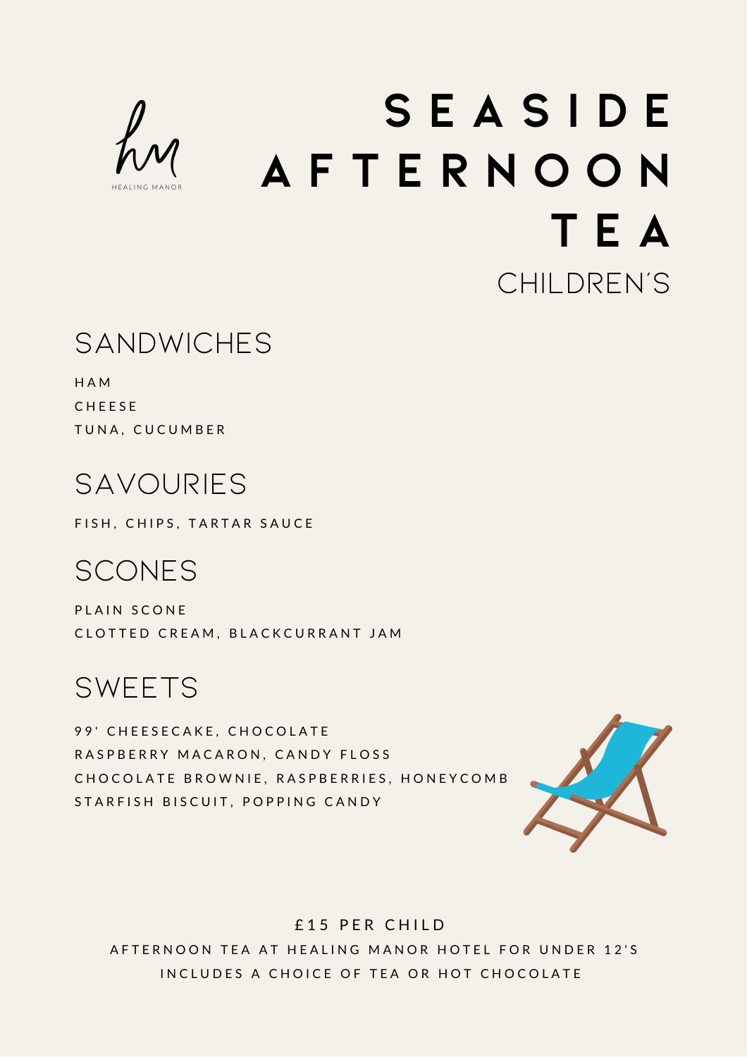HEALING MANOR

# SEASIDE AFTERNOON TEA

CHILDREN'S

## SANDWICHES

HAM
CHEESE
TUNA, CUCUMBER

## SAVOURIES

FISH, CHIPS, TARTAR SAUCE

## SCONES

PLAIN SCONE
CLOTTED CREAM, BLACKCURRANT JAM

## SWEETS

99' CHEESECAKE, CHOCOLATE
RASPBERRY MACARON, CANDY FLOSS
CHOCOLATE BROWNIE, RASPBERRIES, HONEYCOMB
STARFISH BISCUIT, POPPING CANDY

£15 PER CHILD

AFTERNOON TEA AT HEALING MANOR HOTEL FOR UNDER 12'S
INCLUDES A CHOICE OF TEA OR HOT CHOCOLATE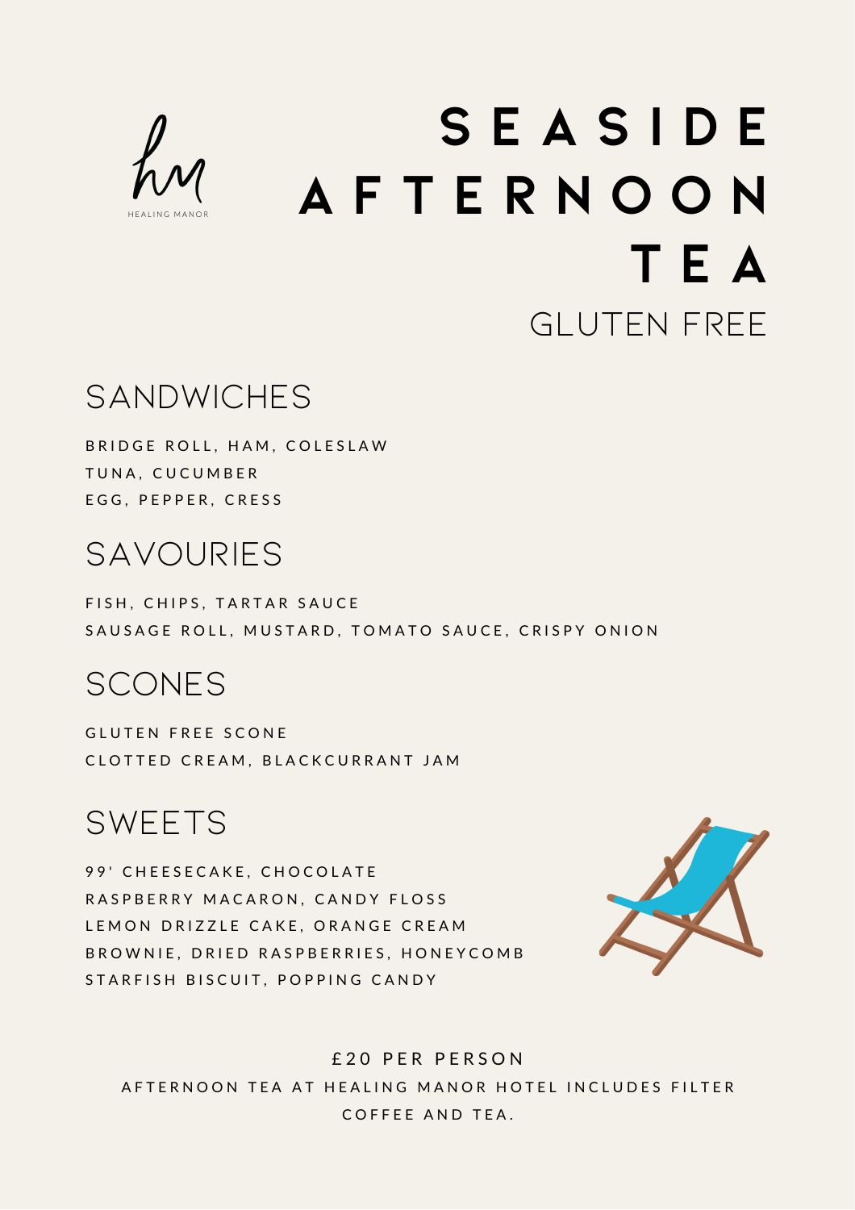HEALING MANOR

# SEASIDE AFTERNOON TEA

GLUTEN FREE

## SANDWICHES

BRIDGE ROLL, HAM, COLESLAW
TUNA, CUCUMBER
EGG, PEPPER, CRESS

## SAVOURIES

FISH, CHIPS, TARTAR SAUCE
SAUSAGE ROLL, MUSTARD, TOMATO SAUCE, CRISPY ONION

## SCONES

GLUTEN FREE SCONE
CLOTTED CREAM, BLACKCURRANT JAM

## SWEETS

99' CHEESECAKE, CHOCOLATE
RASPBERRY MACARON, CANDY FLOSS
LEMON DRIZZLE CAKE, ORANGE CREAM
BROWNIE, DRIED RASPBERRIES, HONEYCOMB
STARFISH BISCUIT, POPPING CANDY

£20 PER PERSON

AFTERNOON TEA AT HEALING MANOR HOTEL INCLUDES FILTER COFFEE AND TEA.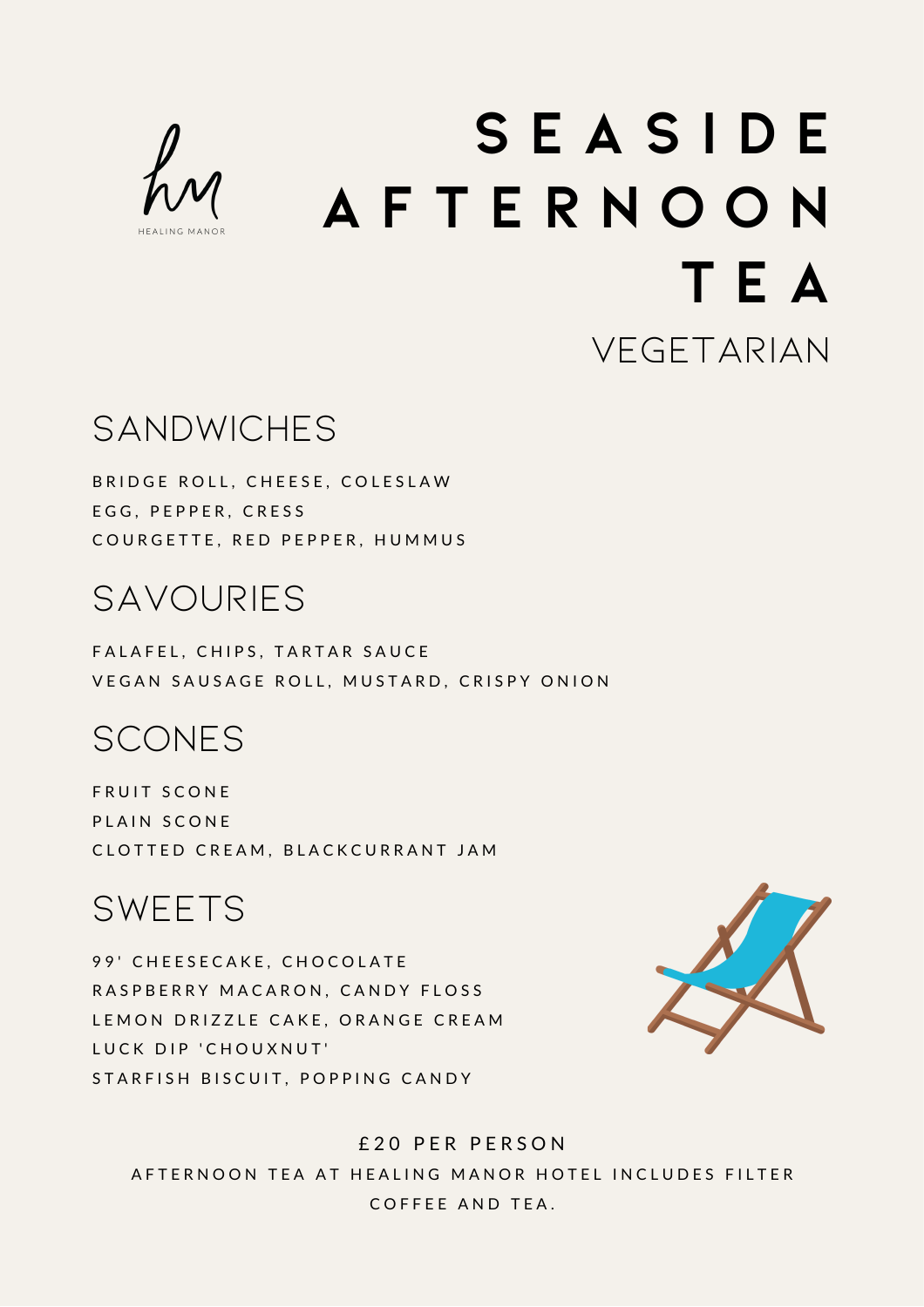HEALING MANOR

# SEASIDE AFTERNOON TEA

VEGETARIAN

## SANDWICHES

BRIDGE ROLL, CHEESE, COLESLAW
EGG, PEPPER, CRESS
COURGETTE, RED PEPPER, HUMMUS

## SAVOURIES

FALAFEL, CHIPS, TARTAR SAUCE
VEGAN SAUSAGE ROLL, MUSTARD, CRISPY ONION

## SCONES

FRUIT SCONE
PLAIN SCONE
CLOTTED CREAM, BLACKCURRANT JAM

## SWEETS

99' CHEESECAKE, CHOCOLATE
RASPBERRY MACARON, CANDY FLOSS
LEMON DRIZZLE CAKE, ORANGE CREAM
LUCK DIP 'CHOUXNUT'
STARFISH BISCUIT, POPPING CANDY

£20 PER PERSON

AFTERNOON TEA AT HEALING MANOR HOTEL INCLUDES FILTER COFFEE AND TEA.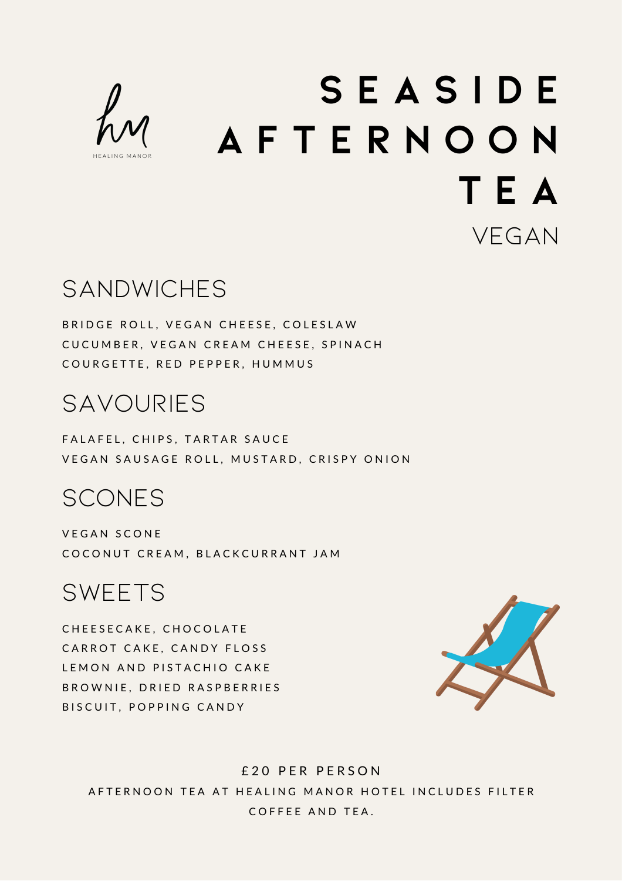HEALING MANOR

# SEASIDE AFTERNOON TEA

VEGAN

## SANDWICHES

BRIDGE ROLL, VEGAN CHEESE, COLESLAW
CUCUMBER, VEGAN CREAM CHEESE, SPINACH
COURGETTE, RED PEPPER, HUMMUS

## SAVOURIES

FALAFEL, CHIPS, TARTAR SAUCE
VEGAN SAUSAGE ROLL, MUSTARD, CRISPY ONION

## SCONES

VEGAN SCONE
COCONUT CREAM, BLACKCURRANT JAM

## SWEETS

CHEESECAKE, CHOCOLATE
CARROT CAKE, CANDY FLOSS
LEMON AND PISTACHIO CAKE
BROWNIE, DRIED RASPBERRIES
BISCUIT, POPPING CANDY

£20 PER PERSON

AFTERNOON TEA AT HEALING MANOR HOTEL INCLUDES FILTER COFFEE AND TEA.